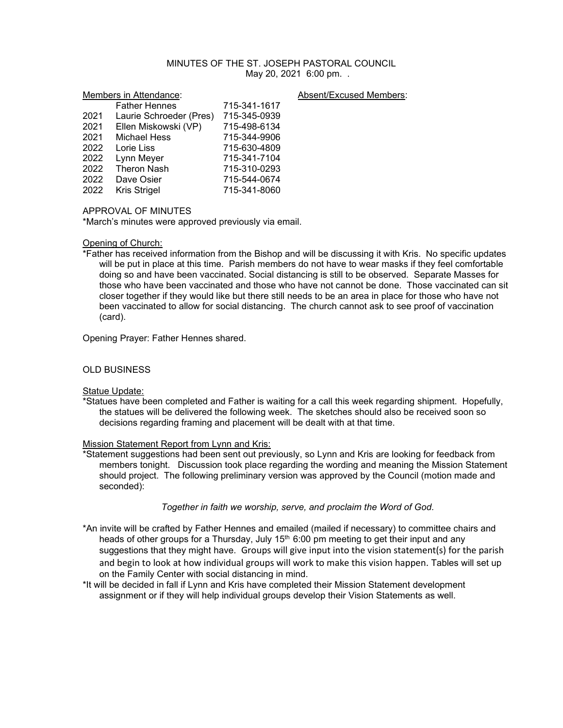# MINUTES OF THE ST. JOSEPH PASTORAL COUNCIL

May 20, 2021 6:00 pm. .

Members in Attendance:

| | | |
|---|---|---|
| | Father Hennes | 715-341-1617 |
| 2021 | Laurie Schroeder (Pres) | 715-345-0939 |
| 2021 | Ellen Miskowski (VP) | 715-498-6134 |
| 2021 | Michael Hess | 715-344-9906 |
| 2022 | Lorie Liss | 715-630-4809 |
| 2022 | Lynn Meyer | 715-341-7104 |
| 2022 | Theron Nash | 715-310-0293 |
| 2022 | Dave Osier | 715-544-0674 |
| 2022 | Kris Strigel | 715-341-8060 |

Absent/Excused Members:

APPROVAL OF MINUTES

*March's minutes were approved previously via email.

Opening of Church:

*Father has received information from the Bishop and will be discussing it with Kris. No specific updates will be put in place at this time. Parish members do not have to wear masks if they feel comfortable doing so and have been vaccinated. Social distancing is still to be observed. Separate Masses for those who have been vaccinated and those who have not cannot be done. Those vaccinated can sit closer together if they would like but there still needs to be an area in place for those who have not been vaccinated to allow for social distancing. The church cannot ask to see proof of vaccination (card).

Opening Prayer: Father Hennes shared.

OLD BUSINESS

Statue Update:

*Statues have been completed and Father is waiting for a call this week regarding shipment. Hopefully, the statues will be delivered the following week. The sketches should also be received soon so decisions regarding framing and placement will be dealt with at that time.

Mission Statement Report from Lynn and Kris:

*Statement suggestions had been sent out previously, so Lynn and Kris are looking for feedback from members tonight. Discussion took place regarding the wording and meaning the Mission Statement should project. The following preliminary version was approved by the Council (motion made and seconded):

*Together in faith we worship, serve, and proclaim the Word of God.*

*An invite will be crafted by Father Hennes and emailed (mailed if necessary) to committee chairs and heads of other groups for a Thursday, July 15th 6:00 pm meeting to get their input and any suggestions that they might have. Groups will give input into the vision statement(s) for the parish and begin to look at how individual groups will work to make this vision happen. Tables will set up on the Family Center with social distancing in mind.

*It will be decided in fall if Lynn and Kris have completed their Mission Statement development assignment or if they will help individual groups develop their Vision Statements as well.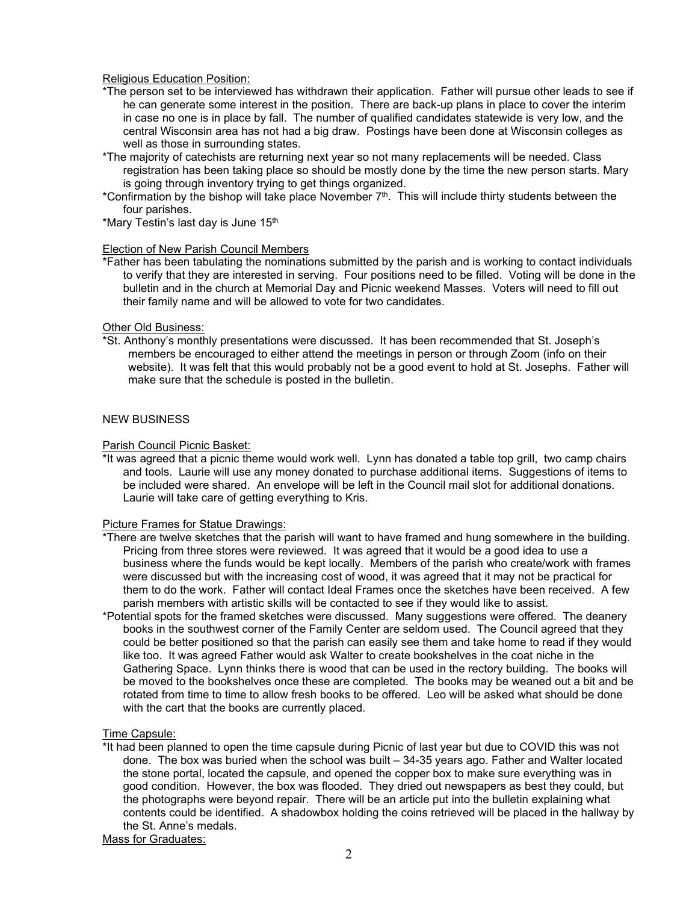Religious Education Position:

*The person set to be interviewed has withdrawn their application. Father will pursue other leads to see if he can generate some interest in the position. There are back-up plans in place to cover the interim in case no one is in place by fall. The number of qualified candidates statewide is very low, and the central Wisconsin area has not had a big draw. Postings have been done at Wisconsin colleges as well as those in surrounding states.

*The majority of catechists are returning next year so not many replacements will be needed. Class registration has been taking place so should be mostly done by the time the new person starts. Mary is going through inventory trying to get things organized.

*Confirmation by the bishop will take place November 7th. This will include thirty students between the four parishes.

*Mary Testin's last day is June 15th

Election of New Parish Council Members

*Father has been tabulating the nominations submitted by the parish and is working to contact individuals to verify that they are interested in serving. Four positions need to be filled. Voting will be done in the bulletin and in the church at Memorial Day and Picnic weekend Masses. Voters will need to fill out their family name and will be allowed to vote for two candidates.

Other Old Business:

*St. Anthony's monthly presentations were discussed. It has been recommended that St. Joseph's members be encouraged to either attend the meetings in person or through Zoom (info on their website). It was felt that this would probably not be a good event to hold at St. Josephs. Father will make sure that the schedule is posted in the bulletin.

NEW BUSINESS

Parish Council Picnic Basket:

*It was agreed that a picnic theme would work well. Lynn has donated a table top grill, two camp chairs and tools. Laurie will use any money donated to purchase additional items. Suggestions of items to be included were shared. An envelope will be left in the Council mail slot for additional donations. Laurie will take care of getting everything to Kris.

Picture Frames for Statue Drawings:

*There are twelve sketches that the parish will want to have framed and hung somewhere in the building. Pricing from three stores were reviewed. It was agreed that it would be a good idea to use a business where the funds would be kept locally. Members of the parish who create/work with frames were discussed but with the increasing cost of wood, it was agreed that it may not be practical for them to do the work. Father will contact Ideal Frames once the sketches have been received. A few parish members with artistic skills will be contacted to see if they would like to assist.

*Potential spots for the framed sketches were discussed. Many suggestions were offered. The deanery books in the southwest corner of the Family Center are seldom used. The Council agreed that they could be better positioned so that the parish can easily see them and take home to read if they would like too. It was agreed Father would ask Walter to create bookshelves in the coat niche in the Gathering Space. Lynn thinks there is wood that can be used in the rectory building. The books will be moved to the bookshelves once these are completed. The books may be weaned out a bit and be rotated from time to time to allow fresh books to be offered. Leo will be asked what should be done with the cart that the books are currently placed.

Time Capsule:

*It had been planned to open the time capsule during Picnic of last year but due to COVID this was not done. The box was buried when the school was built – 34-35 years ago. Father and Walter located the stone portal, located the capsule, and opened the copper box to make sure everything was in good condition. However, the box was flooded. They dried out newspapers as best they could, but the photographs were beyond repair. There will be an article put into the bulletin explaining what contents could be identified. A shadowbox holding the coins retrieved will be placed in the hallway by the St. Anne's medals.

Mass for Graduates: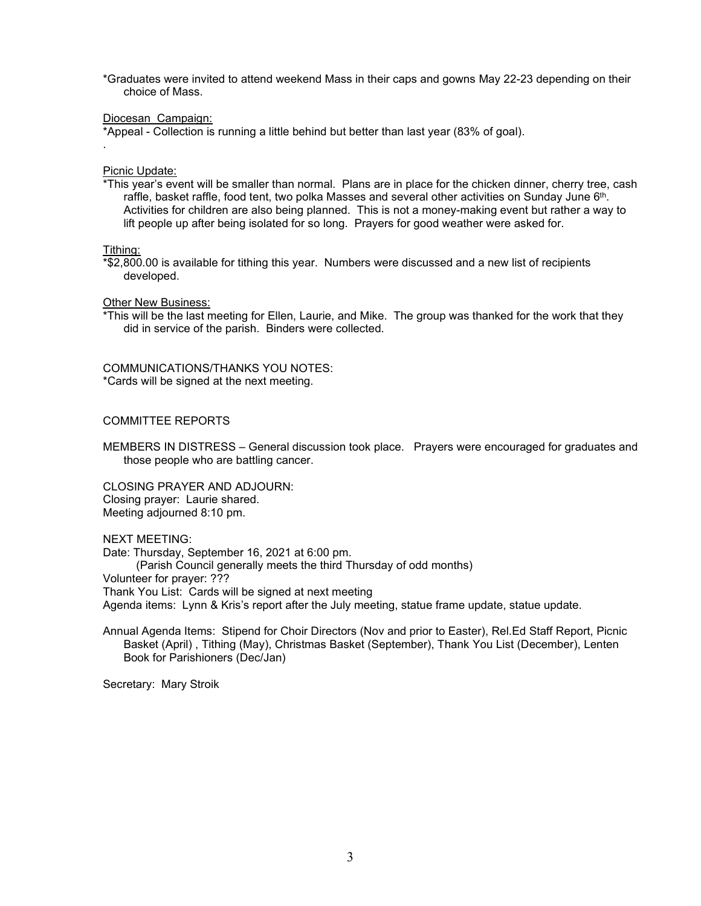*Graduates were invited to attend weekend Mass in their caps and gowns May 22-23 depending on their choice of Mass.

Diocesan Campaign:
*Appeal - Collection is running a little behind but better than last year (83% of goal).
.

Picnic Update:
*This year's event will be smaller than normal. Plans are in place for the chicken dinner, cherry tree, cash raffle, basket raffle, food tent, two polka Masses and several other activities on Sunday June 6th. Activities for children are also being planned. This is not a money-making event but rather a way to lift people up after being isolated for so long. Prayers for good weather were asked for.

Tithing:
*$2,800.00 is available for tithing this year. Numbers were discussed and a new list of recipients developed.

Other New Business:
*This will be the last meeting for Ellen, Laurie, and Mike. The group was thanked for the work that they did in service of the parish. Binders were collected.

COMMUNICATIONS/THANKS YOU NOTES:
*Cards will be signed at the next meeting.

COMMITTEE REPORTS

MEMBERS IN DISTRESS – General discussion took place. Prayers were encouraged for graduates and those people who are battling cancer.

CLOSING PRAYER AND ADJOURN:
Closing prayer: Laurie shared.
Meeting adjourned 8:10 pm.

NEXT MEETING:
Date: Thursday, September 16, 2021 at 6:00 pm.
(Parish Council generally meets the third Thursday of odd months)
Volunteer for prayer: ???
Thank You List: Cards will be signed at next meeting
Agenda items: Lynn & Kris's report after the July meeting, statue frame update, statue update.

Annual Agenda Items: Stipend for Choir Directors (Nov and prior to Easter), Rel.Ed Staff Report, Picnic Basket (April) , Tithing (May), Christmas Basket (September), Thank You List (December), Lenten Book for Parishioners (Dec/Jan)

Secretary: Mary Stroik